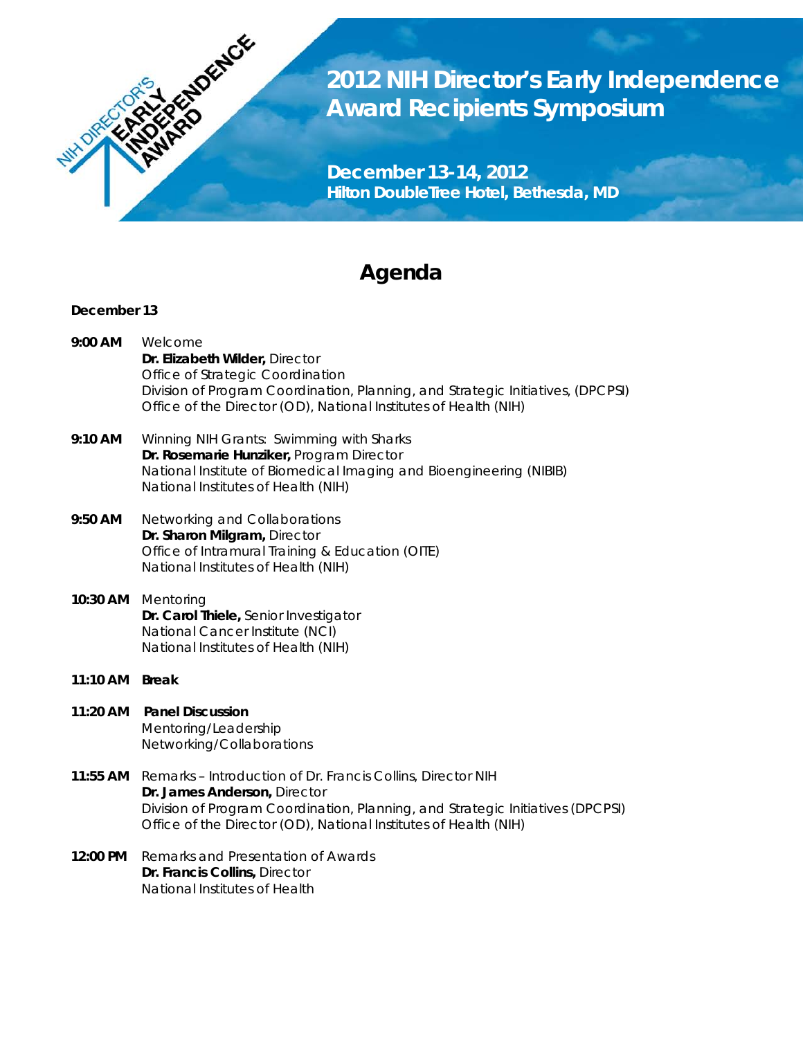# 2012 NIH Director's Early Independence Award Recipients Symposium

**December 13-14, 2012**
**Hilton DoubleTree Hotel, Bethesda, MD**

## Agenda

**December 13**

**9:00 AM** Welcome
**Dr. Elizabeth Wilder,** Director
Office of Strategic Coordination
Division of Program Coordination, Planning, and Strategic Initiatives, (DPCPSI)
Office of the Director (OD), National Institutes of Health (NIH)

**9:10 AM** Winning NIH Grants: Swimming with Sharks
**Dr. Rosemarie Hunziker,** Program Director
National Institute of Biomedical Imaging and Bioengineering (NIBIB)
National Institutes of Health (NIH)

**9:50 AM** Networking and Collaborations
**Dr. Sharon Milgram,** Director
Office of Intramural Training & Education (OITE)
National Institutes of Health (NIH)

**10:30 AM** Mentoring
**Dr. Carol Thiele,** Senior Investigator
National Cancer Institute (NCI)
National Institutes of Health (NIH)

**11:10 AM** **Break**

**11:20 AM** **Panel Discussion**
Mentoring/Leadership
Networking/Collaborations

**11:55 AM** Remarks – Introduction of Dr. Francis Collins, Director NIH
**Dr. James Anderson,** Director
Division of Program Coordination, Planning, and Strategic Initiatives (DPCPSI)
Office of the Director (OD), National Institutes of Health (NIH)

**12:00 PM** Remarks and Presentation of Awards
**Dr. Francis Collins,** Director
National Institutes of Health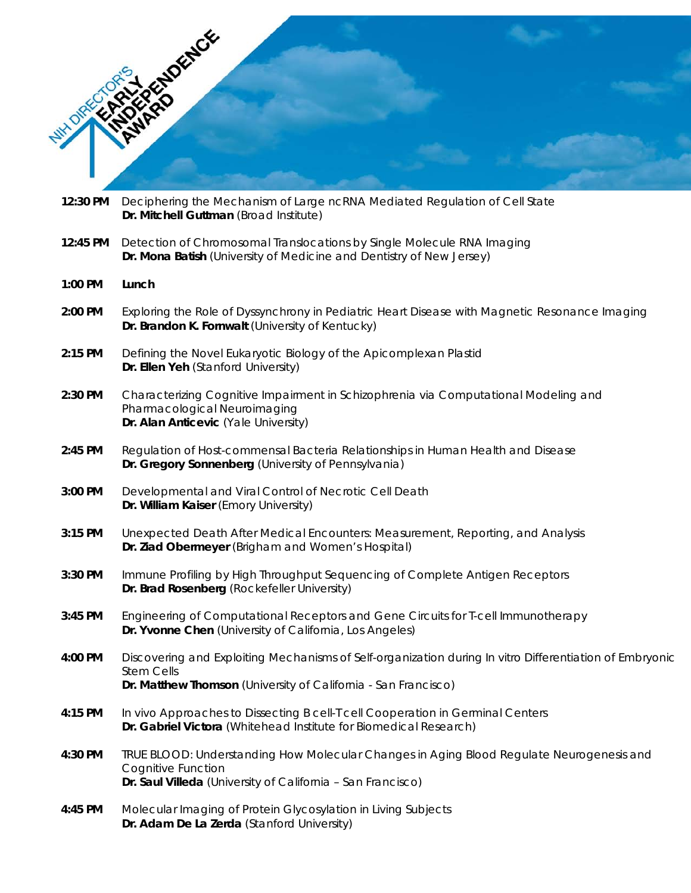NIH DIRECTOR'S EARLY INDEPENDENCE AWARD

**12:30 PM** Deciphering the Mechanism of Large ncRNA Mediated Regulation of Cell State
**Dr. Mitchell Guttman** (Broad Institute)

**12:45 PM** Detection of Chromosomal Translocations by Single Molecule RNA Imaging
**Dr. Mona Batish** (University of Medicine and Dentistry of New Jersey)

**1:00 PM** **Lunch**

**2:00 PM** Exploring the Role of Dyssynchrony in Pediatric Heart Disease with Magnetic Resonance Imaging
**Dr. Brandon K. Fornwalt** (University of Kentucky)

**2:15 PM** Defining the Novel Eukaryotic Biology of the Apicomplexan Plastid
**Dr. Ellen Yeh** (Stanford University)

**2:30 PM** Characterizing Cognitive Impairment in Schizophrenia via Computational Modeling and Pharmacological Neuroimaging
**Dr. Alan Anticevic** (Yale University)

**2:45 PM** Regulation of Host-commensal Bacteria Relationships in Human Health and Disease
**Dr. Gregory Sonnenberg** (University of Pennsylvania)

**3:00 PM** Developmental and Viral Control of Necrotic Cell Death
**Dr. William Kaiser** (Emory University)

**3:15 PM** Unexpected Death After Medical Encounters: Measurement, Reporting, and Analysis
**Dr. Ziad Obermeyer** (Brigham and Women's Hospital)

**3:30 PM** Immune Profiling by High Throughput Sequencing of Complete Antigen Receptors
**Dr. Brad Rosenberg** (Rockefeller University)

**3:45 PM** Engineering of Computational Receptors and Gene Circuits for T-cell Immunotherapy
**Dr. Yvonne Chen** (University of California, Los Angeles)

**4:00 PM** Discovering and Exploiting Mechanisms of Self-organization during In vitro Differentiation of Embryonic Stem Cells
**Dr. Matthew Thomson** (University of California - San Francisco)

**4:15 PM** In vivo Approaches to Dissecting B cell-T cell Cooperation in Germinal Centers
**Dr. Gabriel Victora** (Whitehead Institute for Biomedical Research)

**4:30 PM** TRUE BLOOD: Understanding How Molecular Changes in Aging Blood Regulate Neurogenesis and Cognitive Function
**Dr. Saul Villeda** (University of California – San Francisco)

**4:45 PM** Molecular Imaging of Protein Glycosylation in Living Subjects
**Dr. Adam De La Zerda** (Stanford University)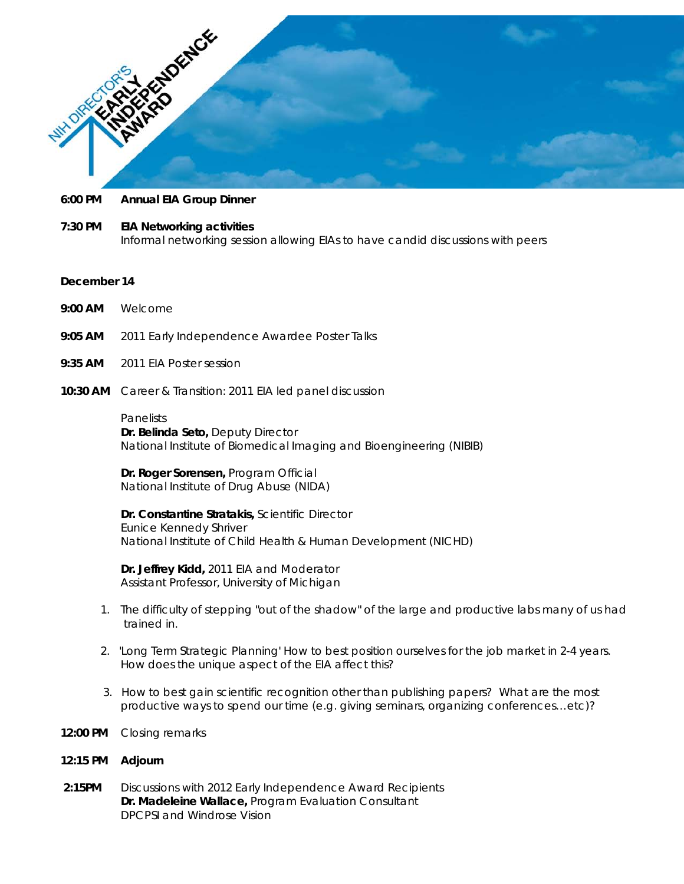NIH DIRECTOR'S EARLY INDEPENDENCE AWARD

**6:00 PM** **Annual EIA Group Dinner**

**7:30 PM** **EIA Networking activities**
Informal networking session allowing EIAs to have candid discussions with peers

**December 14**

**9:00 AM** Welcome

**9:05 AM** 2011 Early Independence Awardee Poster Talks

**9:35 AM** 2011 EIA Poster session

**10:30 AM** Career & Transition: 2011 EIA led panel discussion

Panelists
**Dr. Belinda Seto,** Deputy Director
National Institute of Biomedical Imaging and Bioengineering (NIBIB)

**Dr. Roger Sorensen,** Program Official
National Institute of Drug Abuse (NIDA)

**Dr. Constantine Stratakis,** Scientific Director
Eunice Kennedy Shriver
National Institute of Child Health & Human Development (NICHD)

**Dr. Jeffrey Kidd,** 2011 EIA and Moderator
Assistant Professor, University of Michigan

1. The difficulty of stepping "out of the shadow" of the large and productive labs many of us had trained in.
2. 'Long Term Strategic Planning' How to best position ourselves for the job market in 2-4 years. How does the unique aspect of the EIA affect this?
3. How to best gain scientific recognition other than publishing papers? What are the most productive ways to spend our time (e.g. giving seminars, organizing conferences…etc)?

**12:00 PM** Closing remarks

**12:15 PM** **Adjourn**

**2:15PM** Discussions with 2012 Early Independence Award Recipients
**Dr. Madeleine Wallace,** Program Evaluation Consultant
DPCPSI and Windrose Vision